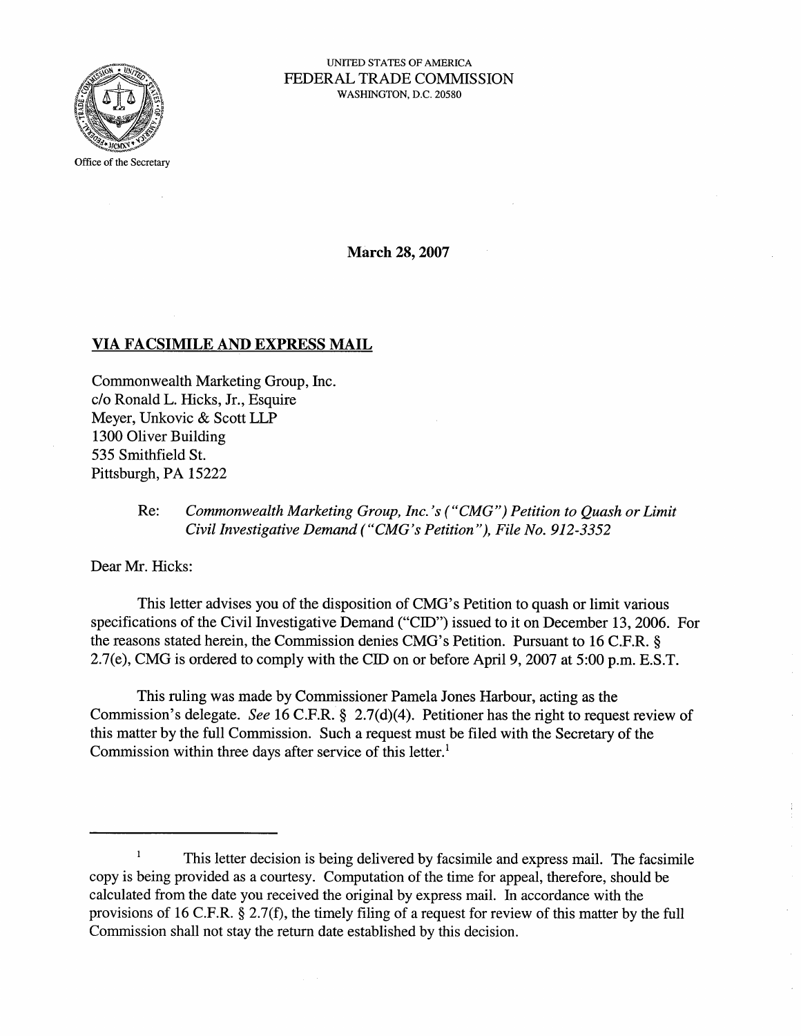UNITED STATES OF AMERICA
FEDERAL TRADE COMMISSION
WASHINGTON, D.C. 20580

Office of the Secretary

**March 28, 2007**

**VIA FACSIMILE AND EXPRESS MAIL**

Commonwealth Marketing Group, Inc.
c/o Ronald L. Hicks, Jr., Esquire
Meyer, Unkovic & Scott LLP
1300 Oliver Building
535 Smithfield St.
Pittsburgh, PA 15222

Re: *Commonwealth Marketing Group, Inc.'s ("CMG") Petition to Quash or Limit Civil Investigative Demand ("CMG's Petition"), File No. 912-3352*

Dear Mr. Hicks:

This letter advises you of the disposition of CMG's Petition to quash or limit various specifications of the Civil Investigative Demand ("CID") issued to it on December 13, 2006. For the reasons stated herein, the Commission denies CMG's Petition. Pursuant to 16 C.F.R. § 2.7(e), CMG is ordered to comply with the CID on or before April 9, 2007 at 5:00 p.m. E.S.T.

This ruling was made by Commissioner Pamela Jones Harbour, acting as the Commission's delegate. *See* 16 C.F.R. § 2.7(d)(4). Petitioner has the right to request review of this matter by the full Commission. Such a request must be filed with the Secretary of the Commission within three days after service of this letter.[1]

---

[1] This letter decision is being delivered by facsimile and express mail. The facsimile copy is being provided as a courtesy. Computation of the time for appeal, therefore, should be calculated from the date you received the original by express mail. In accordance with the provisions of 16 C.F.R. § 2.7(f), the timely filing of a request for review of this matter by the full Commission shall not stay the return date established by this decision.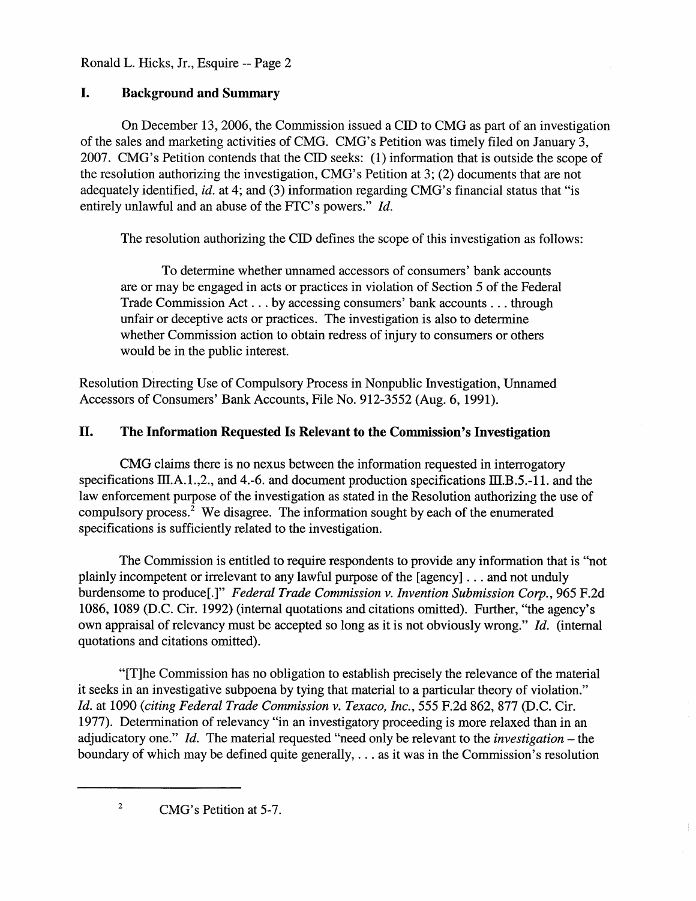## I. Background and Summary

On December 13, 2006, the Commission issued a CID to CMG as part of an investigation of the sales and marketing activities of CMG. CMG's Petition was timely filed on January 3, 2007. CMG's Petition contends that the CID seeks: (1) information that is outside the scope of the resolution authorizing the investigation, CMG's Petition at 3; (2) documents that are not adequately identified, *id.* at 4; and (3) information regarding CMG's financial status that "is entirely unlawful and an abuse of the FTC's powers." *Id.*

The resolution authorizing the CID defines the scope of this investigation as follows:

> To determine whether unnamed accessors of consumers' bank accounts are or may be engaged in acts or practices in violation of Section 5 of the Federal Trade Commission Act . . . by accessing consumers' bank accounts . . . through unfair or deceptive acts or practices. The investigation is also to determine whether Commission action to obtain redress of injury to consumers or others would be in the public interest.

Resolution Directing Use of Compulsory Process in Nonpublic Investigation, Unnamed Accessors of Consumers' Bank Accounts, File No. 912-3552 (Aug. 6, 1991).

## II. The Information Requested Is Relevant to the Commission's Investigation

CMG claims there is no nexus between the information requested in interrogatory specifications III.A.1.,2., and 4.-6. and document production specifications III.B.5.-11. and the law enforcement purpose of the investigation as stated in the Resolution authorizing the use of compulsory process.[2] We disagree. The information sought by each of the enumerated specifications is sufficiently related to the investigation.

The Commission is entitled to require respondents to provide any information that is "not plainly incompetent or irrelevant to any lawful purpose of the [agency] . . . and not unduly burdensome to produce[.]" *Federal Trade Commission v. Invention Submission Corp.*, 965 F.2d 1086, 1089 (D.C. Cir. 1992) (internal quotations and citations omitted). Further, "the agency's own appraisal of relevancy must be accepted so long as it is not obviously wrong." *Id.* (internal quotations and citations omitted).

"[T]he Commission has no obligation to establish precisely the relevance of the material it seeks in an investigative subpoena by tying that material to a particular theory of violation." *Id.* at 1090 (*citing Federal Trade Commission v. Texaco, Inc.*, 555 F.2d 862, 877 (D.C. Cir. 1977). Determination of relevancy "in an investigatory proceeding is more relaxed than in an adjudicatory one." *Id.* The material requested "need only be relevant to the *investigation* – the boundary of which may be defined quite generally, . . . as it was in the Commission's resolution

---

[2] CMG's Petition at 5-7.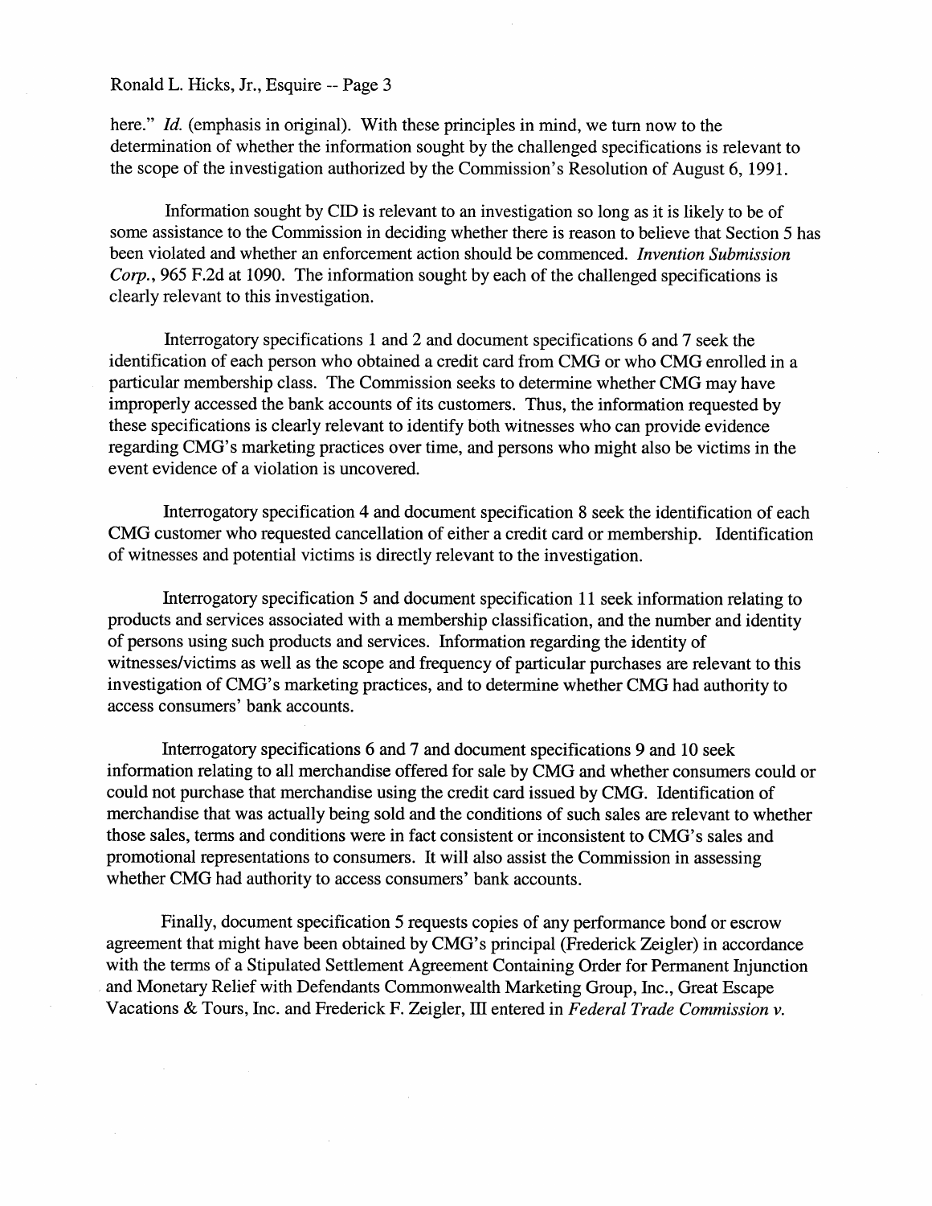here." *Id.* (emphasis in original). With these principles in mind, we turn now to the determination of whether the information sought by the challenged specifications is relevant to the scope of the investigation authorized by the Commission's Resolution of August 6, 1991.

Information sought by CID is relevant to an investigation so long as it is likely to be of some assistance to the Commission in deciding whether there is reason to believe that Section 5 has been violated and whether an enforcement action should be commenced. *Invention Submission Corp.*, 965 F.2d at 1090. The information sought by each of the challenged specifications is clearly relevant to this investigation.

Interrogatory specifications 1 and 2 and document specifications 6 and 7 seek the identification of each person who obtained a credit card from CMG or who CMG enrolled in a particular membership class. The Commission seeks to determine whether CMG may have improperly accessed the bank accounts of its customers. Thus, the information requested by these specifications is clearly relevant to identify both witnesses who can provide evidence regarding CMG's marketing practices over time, and persons who might also be victims in the event evidence of a violation is uncovered.

Interrogatory specification 4 and document specification 8 seek the identification of each CMG customer who requested cancellation of either a credit card or membership. Identification of witnesses and potential victims is directly relevant to the investigation.

Interrogatory specification 5 and document specification 11 seek information relating to products and services associated with a membership classification, and the number and identity of persons using such products and services. Information regarding the identity of witnesses/victims as well as the scope and frequency of particular purchases are relevant to this investigation of CMG's marketing practices, and to determine whether CMG had authority to access consumers' bank accounts.

Interrogatory specifications 6 and 7 and document specifications 9 and 10 seek information relating to all merchandise offered for sale by CMG and whether consumers could or could not purchase that merchandise using the credit card issued by CMG. Identification of merchandise that was actually being sold and the conditions of such sales are relevant to whether those sales, terms and conditions were in fact consistent or inconsistent to CMG's sales and promotional representations to consumers. It will also assist the Commission in assessing whether CMG had authority to access consumers' bank accounts.

Finally, document specification 5 requests copies of any performance bond or escrow agreement that might have been obtained by CMG's principal (Frederick Zeigler) in accordance with the terms of a Stipulated Settlement Agreement Containing Order for Permanent Injunction and Monetary Relief with Defendants Commonwealth Marketing Group, Inc., Great Escape Vacations & Tours, Inc. and Frederick F. Zeigler, III entered in *Federal Trade Commission v.*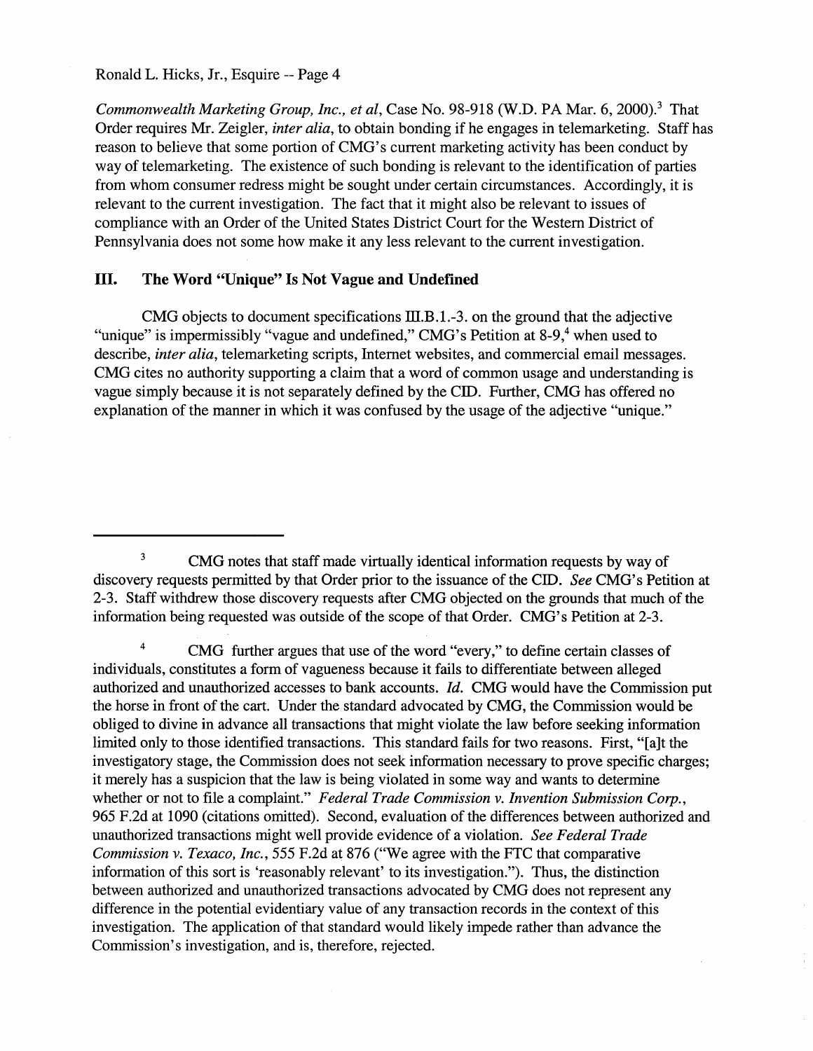*Commonwealth Marketing Group, Inc., et al*, Case No. 98-918 (W.D. PA Mar. 6, 2000).[3] That Order requires Mr. Zeigler, *inter alia*, to obtain bonding if he engages in telemarketing. Staff has reason to believe that some portion of CMG's current marketing activity has been conduct by way of telemarketing. The existence of such bonding is relevant to the identification of parties from whom consumer redress might be sought under certain circumstances. Accordingly, it is relevant to the current investigation. The fact that it might also be relevant to issues of compliance with an Order of the United States District Court for the Western District of Pennsylvania does not some how make it any less relevant to the current investigation.

## III. The Word "Unique" Is Not Vague and Undefined

CMG objects to document specifications III.B.1.-3. on the ground that the adjective "unique" is impermissibly "vague and undefined," CMG's Petition at 8-9,[4] when used to describe, *inter alia*, telemarketing scripts, Internet websites, and commercial email messages. CMG cites no authority supporting a claim that a word of common usage and understanding is vague simply because it is not separately defined by the CID. Further, CMG has offered no explanation of the manner in which it was confused by the usage of the adjective "unique."

---

[3] CMG notes that staff made virtually identical information requests by way of discovery requests permitted by that Order prior to the issuance of the CID. *See* CMG's Petition at 2-3. Staff withdrew those discovery requests after CMG objected on the grounds that much of the information being requested was outside of the scope of that Order. CMG's Petition at 2-3.

[4] CMG further argues that use of the word "every," to define certain classes of individuals, constitutes a form of vagueness because it fails to differentiate between alleged authorized and unauthorized accesses to bank accounts. *Id.* CMG would have the Commission put the horse in front of the cart. Under the standard advocated by CMG, the Commission would be obliged to divine in advance all transactions that might violate the law before seeking information limited only to those identified transactions. This standard fails for two reasons. First, "[a]t the investigatory stage, the Commission does not seek information necessary to prove specific charges; it merely has a suspicion that the law is being violated in some way and wants to determine whether or not to file a complaint." *Federal Trade Commission v. Invention Submission Corp.*, 965 F.2d at 1090 (citations omitted). Second, evaluation of the differences between authorized and unauthorized transactions might well provide evidence of a violation. *See Federal Trade Commission v. Texaco, Inc.*, 555 F.2d at 876 ("We agree with the FTC that comparative information of this sort is 'reasonably relevant' to its investigation."). Thus, the distinction between authorized and unauthorized transactions advocated by CMG does not represent any difference in the potential evidentiary value of any transaction records in the context of this investigation. The application of that standard would likely impede rather than advance the Commission's investigation, and is, therefore, rejected.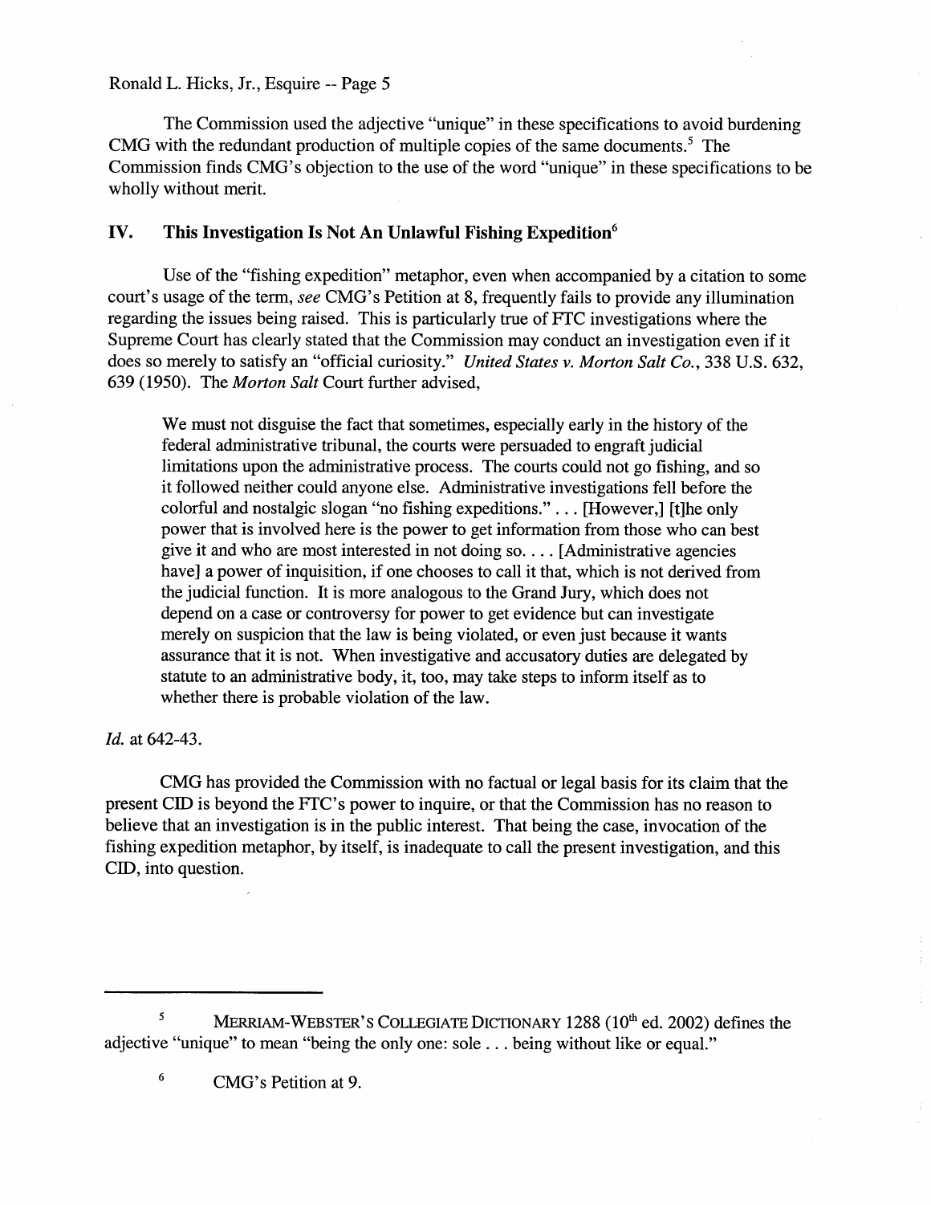The Commission used the adjective "unique" in these specifications to avoid burdening CMG with the redundant production of multiple copies of the same documents.[5] The Commission finds CMG's objection to the use of the word "unique" in these specifications to be wholly without merit.

## IV. This Investigation Is Not An Unlawful Fishing Expedition[6]

Use of the "fishing expedition" metaphor, even when accompanied by a citation to some court's usage of the term, *see* CMG's Petition at 8, frequently fails to provide any illumination regarding the issues being raised. This is particularly true of FTC investigations where the Supreme Court has clearly stated that the Commission may conduct an investigation even if it does so merely to satisfy an "official curiosity." *United States v. Morton Salt Co.*, 338 U.S. 632, 639 (1950). The *Morton Salt* Court further advised,

> We must not disguise the fact that sometimes, especially early in the history of the federal administrative tribunal, the courts were persuaded to engraft judicial limitations upon the administrative process. The courts could not go fishing, and so it followed neither could anyone else. Administrative investigations fell before the colorful and nostalgic slogan "no fishing expeditions." . . . [However,] [t]he only power that is involved here is the power to get information from those who can best give it and who are most interested in not doing so. . . . [Administrative agencies have] a power of inquisition, if one chooses to call it that, which is not derived from the judicial function. It is more analogous to the Grand Jury, which does not depend on a case or controversy for power to get evidence but can investigate merely on suspicion that the law is being violated, or even just because it wants assurance that it is not. When investigative and accusatory duties are delegated by statute to an administrative body, it, too, may take steps to inform itself as to whether there is probable violation of the law.

*Id.* at 642-43.

CMG has provided the Commission with no factual or legal basis for its claim that the present CID is beyond the FTC's power to inquire, or that the Commission has no reason to believe that an investigation is in the public interest. That being the case, invocation of the fishing expedition metaphor, by itself, is inadequate to call the present investigation, and this CID, into question.

---

[5] MERRIAM-WEBSTER'S COLLEGIATE DICTIONARY 1288 (10th ed. 2002) defines the adjective "unique" to mean "being the only one: sole . . . being without like or equal."

[6] CMG's Petition at 9.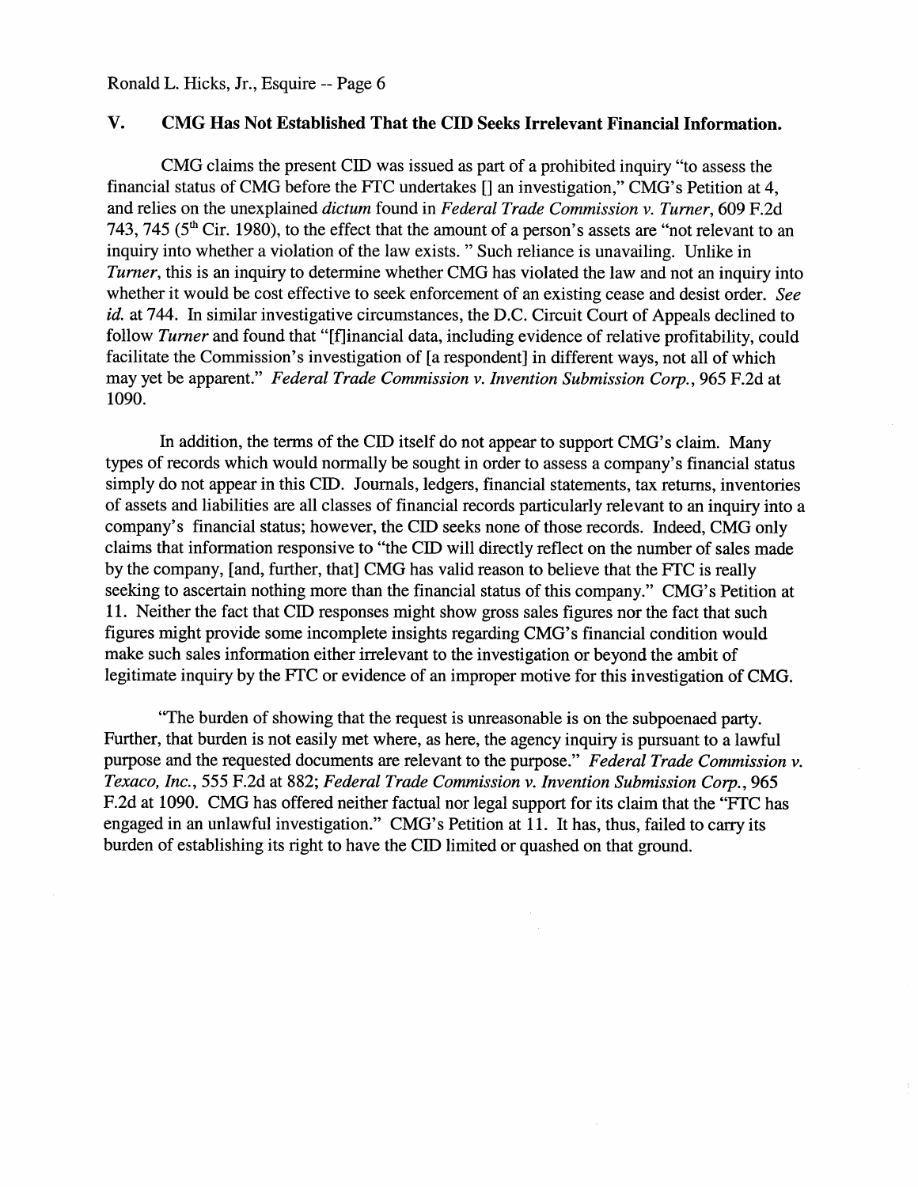## V. CMG Has Not Established That the CID Seeks Irrelevant Financial Information.

CMG claims the present CID was issued as part of a prohibited inquiry "to assess the financial status of CMG before the FTC undertakes [] an investigation," CMG's Petition at 4, and relies on the unexplained *dictum* found in *Federal Trade Commission v. Turner*, 609 F.2d 743, 745 (5th Cir. 1980), to the effect that the amount of a person's assets are "not relevant to an inquiry into whether a violation of the law exists. " Such reliance is unavailing. Unlike in *Turner*, this is an inquiry to determine whether CMG has violated the law and not an inquiry into whether it would be cost effective to seek enforcement of an existing cease and desist order. *See id.* at 744. In similar investigative circumstances, the D.C. Circuit Court of Appeals declined to follow *Turner* and found that "[f]inancial data, including evidence of relative profitability, could facilitate the Commission's investigation of [a respondent] in different ways, not all of which may yet be apparent." *Federal Trade Commission v. Invention Submission Corp.*, 965 F.2d at 1090.

In addition, the terms of the CID itself do not appear to support CMG's claim. Many types of records which would normally be sought in order to assess a company's financial status simply do not appear in this CID. Journals, ledgers, financial statements, tax returns, inventories of assets and liabilities are all classes of financial records particularly relevant to an inquiry into a company's financial status; however, the CID seeks none of those records. Indeed, CMG only claims that information responsive to "the CID will directly reflect on the number of sales made by the company, [and, further, that] CMG has valid reason to believe that the FTC is really seeking to ascertain nothing more than the financial status of this company." CMG's Petition at 11. Neither the fact that CID responses might show gross sales figures nor the fact that such figures might provide some incomplete insights regarding CMG's financial condition would make such sales information either irrelevant to the investigation or beyond the ambit of legitimate inquiry by the FTC or evidence of an improper motive for this investigation of CMG.

"The burden of showing that the request is unreasonable is on the subpoenaed party. Further, that burden is not easily met where, as here, the agency inquiry is pursuant to a lawful purpose and the requested documents are relevant to the purpose." *Federal Trade Commission v. Texaco, Inc.*, 555 F.2d at 882; *Federal Trade Commission v. Invention Submission Corp.*, 965 F.2d at 1090. CMG has offered neither factual nor legal support for its claim that the "FTC has engaged in an unlawful investigation." CMG's Petition at 11. It has, thus, failed to carry its burden of establishing its right to have the CID limited or quashed on that ground.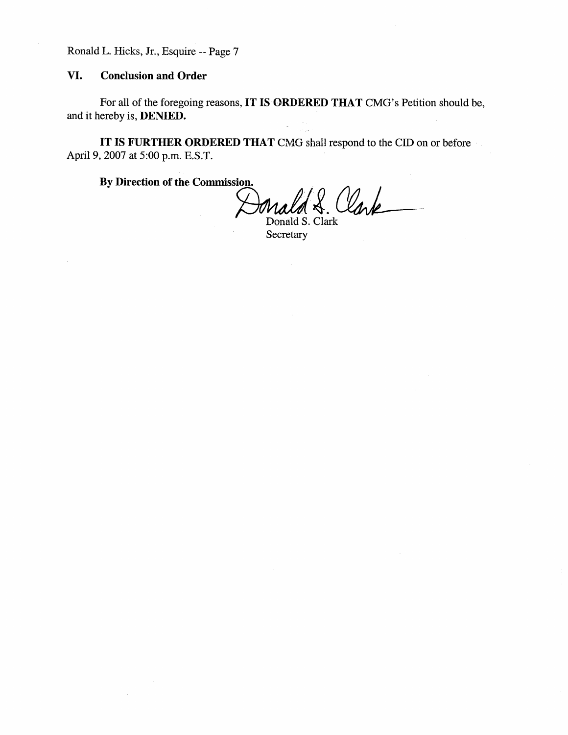## VI. Conclusion and Order

For all of the foregoing reasons, **IT IS ORDERED THAT** CMG's Petition should be, and it hereby is, **DENIED.**

**IT IS FURTHER ORDERED THAT** CMG shall respond to the CID on or before April 9, 2007 at 5:00 p.m. E.S.T.

**By Direction of the Commission.**

Donald S. Clark
Secretary